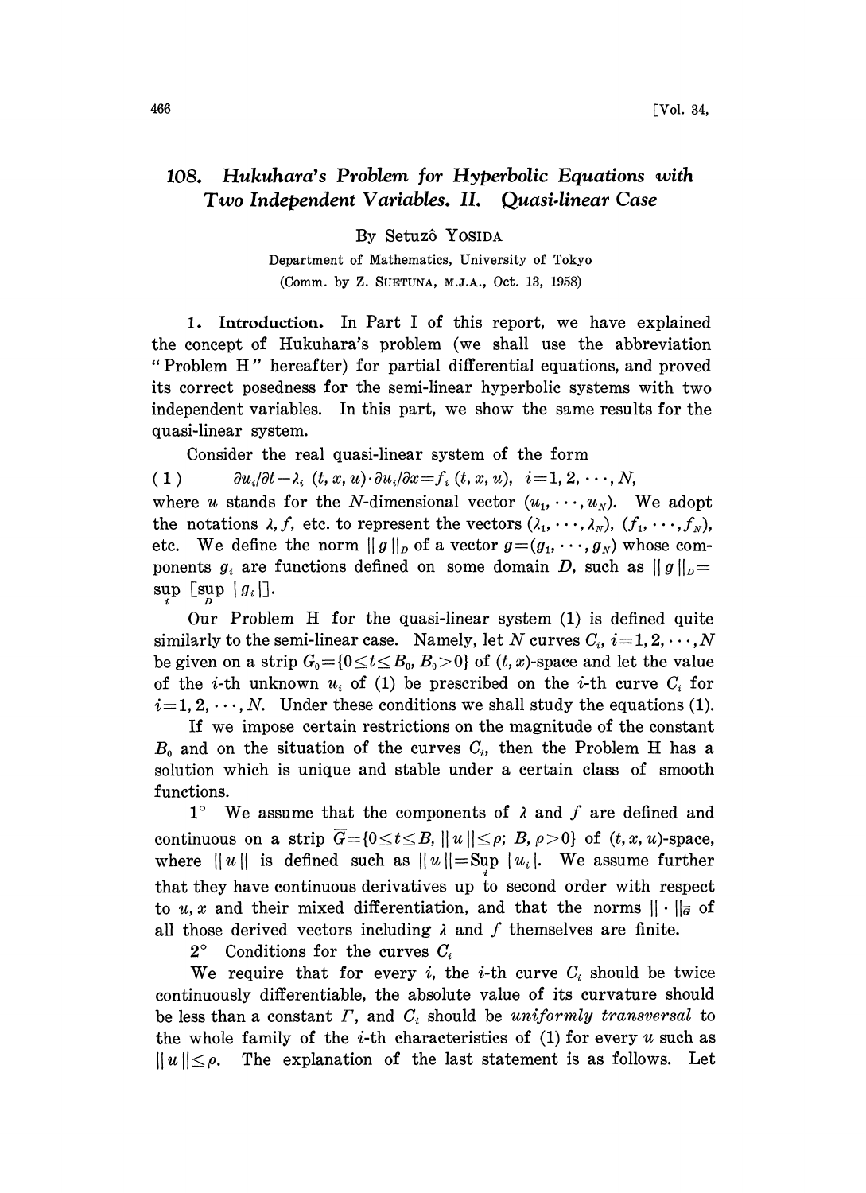# 108. *Hukuhara's Problem for Hyperbolic Equations with Two Independent Variables. II. Quasi-linear Case*

By Setuzô YOSIDA

Department of Mathematics, University of Tokyo

(Comm. by Z. SUETUNA, M.J.A., Oct. 13, 1958)

1. **Introduction.** In Part I of this report, we have explained the concept of Hukuhara's problem (we shall use the abbreviation "Problem H" hereafter) for partial differential equations, and proved its correct posedness for the semi-linear hyperbolic systems with two independent variables. In this part, we show the same results for the quasi-linear system.

Consider the real quasi-linear system of the form

$$(1) \qquad \partial u_i/\partial t - \lambda_i\,(t, x, u)\cdot \partial u_i/\partial x = f_i\,(t, x, u), \quad i=1, 2, \cdots, N,$$

where $u$ stands for the $N$-dimensional vector $(u_1, \cdots, u_N)$. We adopt the notations $\lambda, f$, etc. to represent the vectors $(\lambda_1, \cdots, \lambda_N)$, $(f_1, \cdots, f_N)$, etc. We define the norm $\|g\|_D$ of a vector $g=(g_1, \cdots, g_N)$ whose components $g_i$ are functions defined on some domain $D$, such as $\|g\|_D = \sup_i [\sup_D |g_i|]$.

Our Problem H for the quasi-linear system (1) is defined quite similarly to the semi-linear case. Namely, let $N$ curves $C_i$, $i=1, 2, \cdots, N$ be given on a strip $G_0=\{0 \leq t \leq B_0, B_0>0\}$ of $(t, x)$-space and let the value of the $i$-th unknown $u_i$ of (1) be prescribed on the $i$-th curve $C_i$ for $i=1, 2, \cdots, N$. Under these conditions we shall study the equations (1).

If we impose certain restrictions on the magnitude of the constant $B_0$ and on the situation of the curves $C_i$, then the Problem H has a solution which is unique and stable under a certain class of smooth functions.

$1°$ We assume that the components of $\lambda$ and $f$ are defined and continuous on a strip $\overline{G}=\{0 \leq t \leq B, \|u\| \leq \rho;\ B, \rho>0\}$ of $(t, x, u)$-space, where $\|u\|$ is defined such as $\|u\| = \operatorname{Sup}_i |u_i|$. We assume further that they have continuous derivatives up to second order with respect to $u, x$ and their mixed differentiation, and that the norms $\|\cdot\|_{\overline{G}}$ of all those derived vectors including $\lambda$ and $f$ themselves are finite.

$2°$ Conditions for the curves $C_i$

We require that for every $i$, the $i$-th curve $C_i$ should be twice continuously differentiable, the absolute value of its curvature should be less than a constant $\Gamma$, and $C_i$ should be *uniformly transversal* to the whole family of the $i$-th characteristics of (1) for every $u$ such as $\|u\| \leq \rho$. The explanation of the last statement is as follows. Let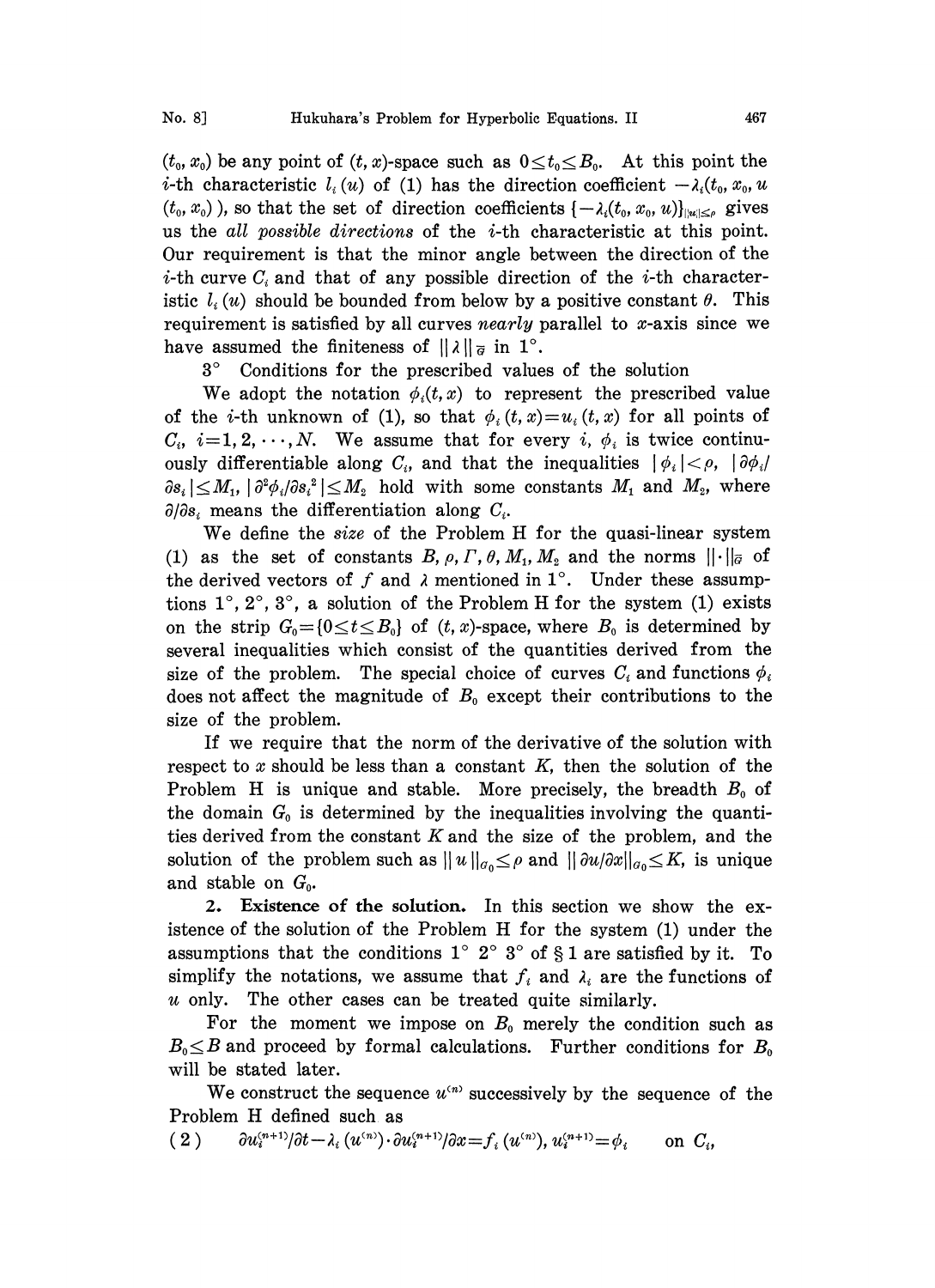$(t_0, x_0)$ be any point of $(t, x)$-space such as $0 \leq t_0 \leq B_0$. At this point the $i$-th characteristic $l_i(u)$ of (1) has the direction coefficient $-\lambda_i(t_0, x_0, u(t_0, x_0))$, so that the set of direction coefficients $\{-\lambda_i(t_0, x_0, u)\}_{\|u\| \leq \rho}$ gives us the *all possible directions* of the $i$-th characteristic at this point. Our requirement is that the minor angle between the direction of the $i$-th curve $C_i$ and that of any possible direction of the $i$-th characteristic $l_i(u)$ should be bounded from below by a positive constant $\theta$. This requirement is satisfied by all curves *nearly* parallel to $x$-axis since we have assumed the finiteness of $\|\lambda\|_{\bar{G}}$ in 1°.

3° Conditions for the prescribed values of the solution

We adopt the notation $\phi_i(t, x)$ to represent the prescribed value of the $i$-th unknown of (1), so that $\phi_i(t, x) = u_i(t, x)$ for all points of $C_i$, $i = 1, 2, \cdots, N$. We assume that for every $i$, $\phi_i$ is twice continuously differentiable along $C_i$, and that the inequalities $|\phi_i| < \rho$, $|\partial\phi_i/\partial s_i| \leq M_1$, $|\partial^2\phi_i/\partial s_i^2| \leq M_2$ hold with some constants $M_1$ and $M_2$, where $\partial/\partial s_i$ means the differentiation along $C_i$.

We define the *size* of the Problem H for the quasi-linear system (1) as the set of constants $B, \rho, \Gamma, \theta, M_1, M_2$ and the norms $\|\cdot\|_{\bar{G}}$ of the derived vectors of $f$ and $\lambda$ mentioned in 1°. Under these assumptions 1°, 2°, 3°, a solution of the Problem H for the system (1) exists on the strip $G_0 = \{0 \leq t \leq B_0\}$ of $(t, x)$-space, where $B_0$ is determined by several inequalities which consist of the quantities derived from the size of the problem. The special choice of curves $C_i$ and functions $\phi_i$ does not affect the magnitude of $B_0$ except their contributions to the size of the problem.

If we require that the norm of the derivative of the solution with respect to $x$ should be less than a constant $K$, then the solution of the Problem H is unique and stable. More precisely, the breadth $B_0$ of the domain $G_0$ is determined by the inequalities involving the quantities derived from the constant $K$ and the size of the problem, and the solution of the problem such as $\|u\|_{G_0} \leq \rho$ and $\|\partial u/\partial x\|_{G_0} \leq K$, is unique and stable on $G_0$.

**2. Existence of the solution.** In this section we show the existence of the solution of the Problem H for the system (1) under the assumptions that the conditions 1° 2° 3° of § 1 are satisfied by it. To simplify the notations, we assume that $f_i$ and $\lambda_i$ are the functions of $u$ only. The other cases can be treated quite similarly.

For the moment we impose on $B_0$ merely the condition such as $B_0 \leq B$ and proceed by formal calculations. Further conditions for $B_0$ will be stated later.

We construct the sequence $u^{(n)}$ successively by the sequence of the Problem H defined such as

$$(2) \qquad \partial u_i^{(n+1)}/\partial t - \lambda_i(u^{(n)}) \cdot \partial u_i^{(n+1)}/\partial x = f_i(u^{(n)}), \; u_i^{(n+1)} = \phi_i \qquad \text{on } C_i,$$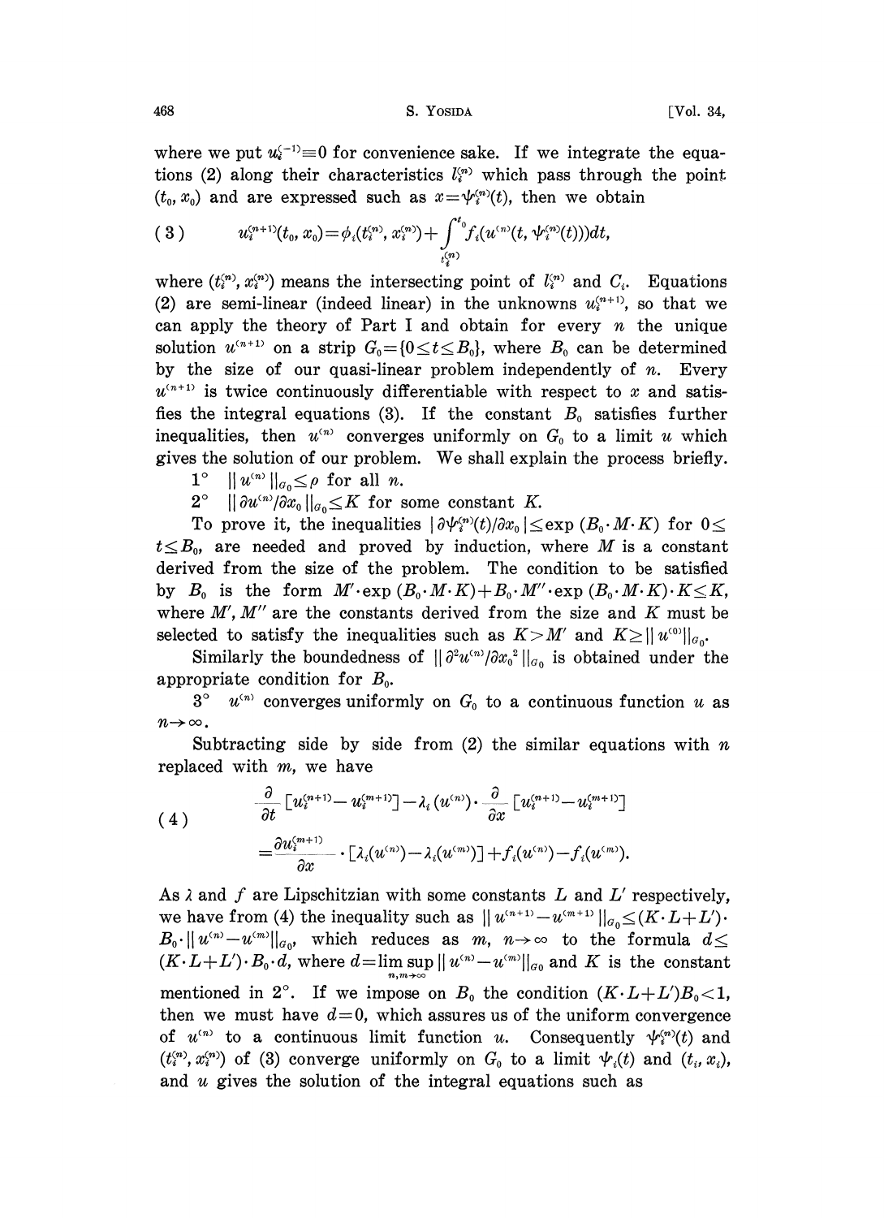where we put $u_i^{(-1)} \equiv 0$ for convenience sake. If we integrate the equations (2) along their characteristics $l_i^{(n)}$ which pass through the point $(t_0, x_0)$ and are expressed such as $x = \psi_i^{(n)}(t)$, then we obtain

$$u_i^{(n+1)}(t_0, x_0) = \phi_i(t_i^{(n)}, x_i^{(n)}) + \int_{t_i^{(n)}}^{t_0} f_i(u^{(n)}(t, \psi_i^{(n)}(t)))dt, \tag{3}$$

where $(t_i^{(n)}, x_i^{(n)})$ means the intersecting point of $l_i^{(n)}$ and $C_i$. Equations (2) are semi-linear (indeed linear) in the unknowns $u_i^{(n+1)}$, so that we can apply the theory of Part I and obtain for every $n$ the unique solution $u^{(n+1)}$ on a strip $G_0 = \{0 \leq t \leq B_0\}$, where $B_0$ can be determined by the size of our quasi-linear problem independently of $n$. Every $u^{(n+1)}$ is twice continuously differentiable with respect to $x$ and satisfies the integral equations (3). If the constant $B_0$ satisfies further inequalities, then $u^{(n)}$ converges uniformly on $G_0$ to a limit $u$ which gives the solution of our problem. We shall explain the process briefly.

$1^\circ$ $\|u^{(n)}\|_{G_0} \leq \rho$ for all $n$.

$2^\circ$ $\|\partial u^{(n)}/\partial x_0\|_{G_0} \leq K$ for some constant $K$.

To prove it, the inequalities $|\partial \psi_i^{(n)}(t)/\partial x_0| \leq \exp(B_0 \cdot M \cdot K)$ for $0 \leq t \leq B_0$, are needed and proved by induction, where $M$ is a constant derived from the size of the problem. The condition to be satisfied by $B_0$ is the form $M' \cdot \exp(B_0 \cdot M \cdot K) + B_0 \cdot M'' \cdot \exp(B_0 \cdot M \cdot K) \cdot K \leq K$, where $M', M''$ are the constants derived from the size and $K$ must be selected to satisfy the inequalities such as $K > M'$ and $K \geq \|u^{(0)}\|_{G_0}$.

Similarly the boundedness of $\|\partial^2 u^{(n)}/\partial x_0^2\|_{G_0}$ is obtained under the appropriate condition for $B_0$.

$3^\circ$ $u^{(n)}$ converges uniformly on $G_0$ to a continuous function $u$ as $n \to \infty$.

Subtracting side by side from (2) the similar equations with $n$ replaced with $m$, we have

$$\begin{aligned} &\frac{\partial}{\partial t}[u_i^{(n+1)} - u_i^{(m+1)}] - \lambda_i(u^{(n)}) \cdot \frac{\partial}{\partial x}[u_i^{(n+1)} - u_i^{(m+1)}] \\ &= \frac{\partial u_i^{(m+1)}}{\partial x} \cdot [\lambda_i(u^{(n)}) - \lambda_i(u^{(m)})] + f_i(u^{(n)}) - f_i(u^{(m)}). \end{aligned} \tag{4}$$

As $\lambda$ and $f$ are Lipschitzian with some constants $L$ and $L'$ respectively, we have from (4) the inequality such as $\|u^{(n+1)} - u^{(m+1)}\|_{G_0} \leq (K \cdot L + L') \cdot B_0 \cdot \|u^{(n)} - u^{(m)}\|_{G_0}$, which reduces as $m, n \to \infty$ to the formula $d \leq (K \cdot L + L') \cdot B_0 \cdot d$, where $d = \limsup_{n,m\to\infty} \|u^{(n)} - u^{(m)}\|_{G_0}$ and $K$ is the constant mentioned in $2^\circ$. If we impose on $B_0$ the condition $(K \cdot L + L')B_0 < 1$, then we must have $d = 0$, which assures us of the uniform convergence of $u^{(n)}$ to a continuous limit function $u$. Consequently $\psi_i^{(n)}(t)$ and $(t_i^{(n)}, x_i^{(n)})$ of (3) converge uniformly on $G_0$ to a limit $\psi_i(t)$ and $(t_i, x_i)$, and $u$ gives the solution of the integral equations such as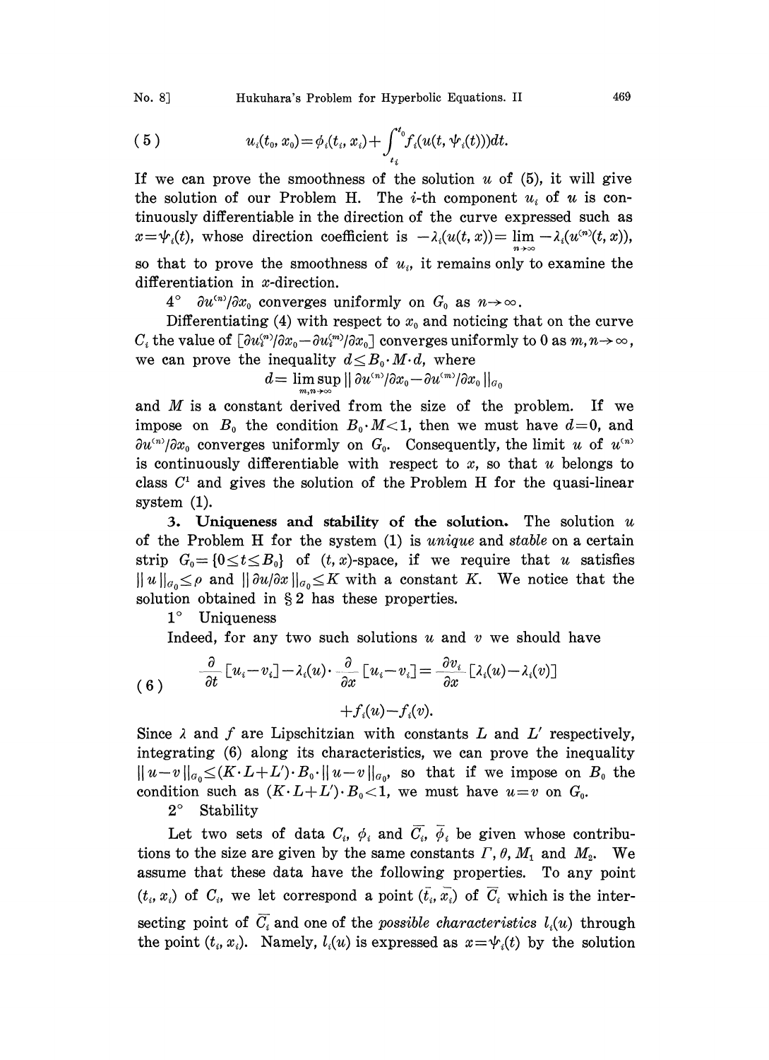$$(5) \qquad u_i(t_0, x_0) = \phi_i(t_i, x_i) + \int_{t_i}^{t_0} f_i(u(t, \psi_i(t)))dt.$$

If we can prove the smoothness of the solution $u$ of (5), it will give the solution of our Problem H. The $i$-th component $u_i$ of $u$ is continuously differentiable in the direction of the curve expressed such as $x=\psi_i(t)$, whose direction coefficient is $-\lambda_i(u(t,x)) = \lim_{n\to\infty} -\lambda_i(u^{(n)}(t,x))$, so that to prove the smoothness of $u_i$, it remains only to examine the differentiation in $x$-direction.

4° $\partial u^{(n)}/\partial x_0$ converges uniformly on $G_0$ as $n\to\infty$.

Differentiating (4) with respect to $x_0$ and noticing that on the curve $C_i$ the value of $[\partial u_i^{(n)}/\partial x_0 - \partial u_i^{(m)}/\partial x_0]$ converges uniformly to 0 as $m, n\to\infty$, we can prove the inequality $d \leq B_0 \cdot M \cdot d$, where

$$d = \limsup_{m,n\to\infty} \| \partial u^{(n)}/\partial x_0 - \partial u^{(m)}/\partial x_0 \|_{G_0}$$

and $M$ is a constant derived from the size of the problem. If we impose on $B_0$ the condition $B_0 \cdot M < 1$, then we must have $d=0$, and $\partial u^{(n)}/\partial x_0$ converges uniformly on $G_0$. Consequently, the limit $u$ of $u^{(n)}$ is continuously differentiable with respect to $x$, so that $u$ belongs to class $C^1$ and gives the solution of the Problem H for the quasi-linear system (1).

**3. Uniqueness and stability of the solution.** The solution $u$ of the Problem H for the system (1) is *unique* and *stable* on a certain strip $G_0 = \{0 \leq t \leq B_0\}$ of $(t, x)$-space, if we require that $u$ satisfies $\|u\|_{G_0} \leq \rho$ and $\|\partial u/\partial x\|_{G_0} \leq K$ with a constant $K$. We notice that the solution obtained in § 2 has these properties.

1° Uniqueness

Indeed, for any two such solutions $u$ and $v$ we should have

$$(6) \qquad \frac{\partial}{\partial t}[u_i - v_i] - \lambda_i(u) \cdot \frac{\partial}{\partial x}[u_i - v_i] = \frac{\partial v_i}{\partial x}[\lambda_i(u) - \lambda_i(v)] + f_i(u) - f_i(v).$$

Since $\lambda$ and $f$ are Lipschitzian with constants $L$ and $L'$ respectively, integrating (6) along its characteristics, we can prove the inequality $\|u-v\|_{G_0} \leq (K\cdot L + L')\cdot B_0 \cdot \|u-v\|_{G_0}$, so that if we impose on $B_0$ the condition such as $(K\cdot L+L')\cdot B_0 < 1$, we must have $u=v$ on $G_0$.

2° Stability

Let two sets of data $C_i$, $\phi_i$ and $\bar{C}_i$, $\bar{\phi}_i$ be given whose contributions to the size are given by the same constants $\Gamma$, $\theta$, $M_1$ and $M_2$. We assume that these data have the following properties. To any point $(t_i, x_i)$ of $C_i$, we let correspond a point $(\bar{t}_i, \bar{x}_i)$ of $\bar{C}_i$ which is the intersecting point of $\bar{C}_i$ and one of the *possible characteristics* $l_i(u)$ through the point $(t_i, x_i)$. Namely, $l_i(u)$ is expressed as $x=\psi_i(t)$ by the solution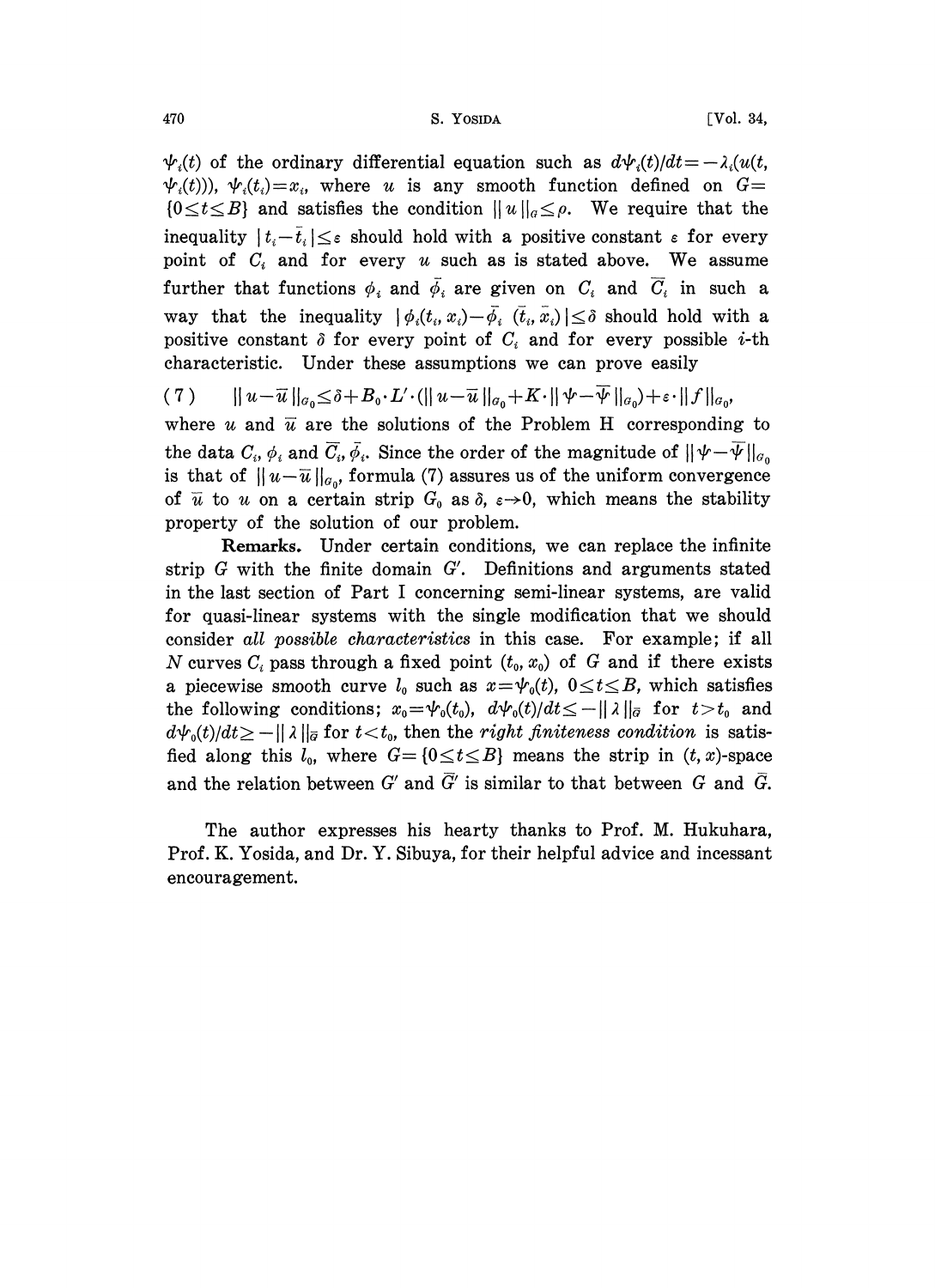$\psi_i(t)$ of the ordinary differential equation such as $d\psi_i(t)/dt=-\lambda_i(u(t, \psi_i(t)))$, $\psi_i(t_i)=x_i$, where $u$ is any smooth function defined on $G=\{0\leq t\leq B\}$ and satisfies the condition $\|u\|_G\leq\rho$. We require that the inequality $|t_i-\bar{t}_i|\leq\varepsilon$ should hold with a positive constant $\varepsilon$ for every point of $C_i$ and for every $u$ such as is stated above. We assume further that functions $\phi_i$ and $\bar{\phi}_i$ are given on $C_i$ and $\overline{C}_i$ in such a way that the inequality $|\phi_i(t_i, x_i)-\bar{\phi}_i(\bar{t}_i, \bar{x}_i)|\leq\delta$ should hold with a positive constant $\delta$ for every point of $C_i$ and for every possible $i$-th characteristic. Under these assumptions we can prove easily

$$\|u-\bar{u}\|_{G_0}\leq\delta+B_0\cdot L'\cdot(\|u-\bar{u}\|_{G_0}+K\cdot\|\psi-\bar{\psi}\|_{G_0})+\varepsilon\cdot\|f\|_{G_0}, \tag{7}$$

where $u$ and $\bar{u}$ are the solutions of the Problem H corresponding to the data $C_i$, $\phi_i$ and $\overline{C}_i$, $\bar{\phi}_i$. Since the order of the magnitude of $\|\psi-\bar{\psi}\|_{G_0}$ is that of $\|u-\bar{u}\|_{G_0}$, formula (7) assures us of the uniform convergence of $\bar{u}$ to $u$ on a certain strip $G_0$ as $\delta$, $\varepsilon\to 0$, which means the stability property of the solution of our problem.

**Remarks.** Under certain conditions, we can replace the infinite strip $G$ with the finite domain $G'$. Definitions and arguments stated in the last section of Part I concerning semi-linear systems, are valid for quasi-linear systems with the single modification that we should consider *all possible characteristics* in this case. For example; if all $N$ curves $C_i$ pass through a fixed point $(t_0, x_0)$ of $G$ and if there exists a piecewise smooth curve $l_0$ such as $x=\psi_0(t)$, $0\leq t\leq B$, which satisfies the following conditions; $x_0=\psi_0(t_0)$, $d\psi_0(t)/dt\leq-\|\lambda\|_{\bar{G}}$ for $t>t_0$ and $d\psi_0(t)/dt\geq-\|\lambda\|_{\bar{G}}$ for $t<t_0$, then the *right finiteness condition* is satisfied along this $l_0$, where $G=\{0\leq t\leq B\}$ means the strip in $(t, x)$-space and the relation between $G'$ and $\bar{G}'$ is similar to that between $G$ and $\bar{G}$.

The author expresses his hearty thanks to Prof. M. Hukuhara, Prof. K. Yosida, and Dr. Y. Sibuya, for their helpful advice and incessant encouragement.